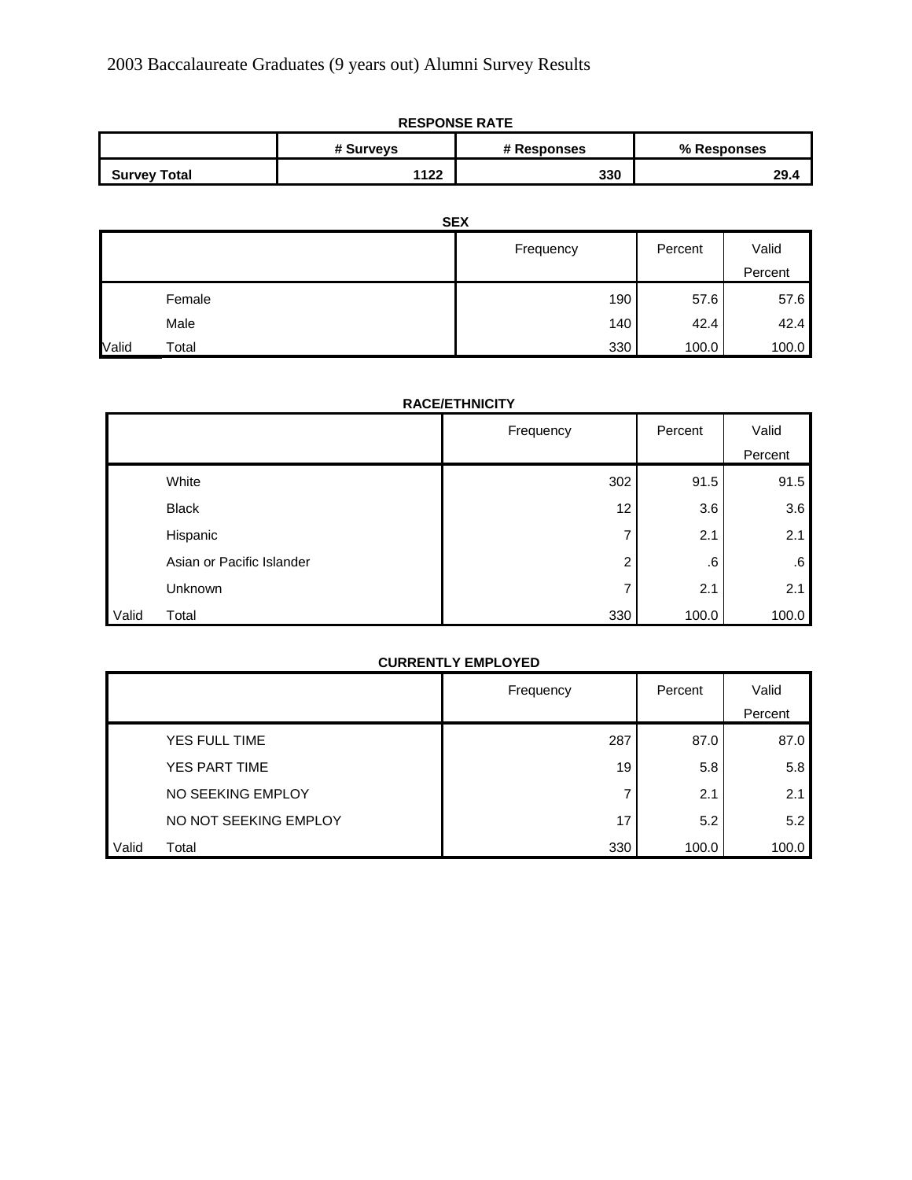# 2003 Baccalaureate Graduates (9 years out) Alumni Survey Results

**RESPONSE RATE**

| | # Surveys | # Responses | % Responses |
|---|---|---|---|
| **Survey Total** | **1122** | **330** | **29.4** |

**SEX**

| | | Frequency | Percent | Valid Percent |
|---|---|---|---|---|
| | Female | 190 | 57.6 | 57.6 |
| | Male | 140 | 42.4 | 42.4 |
| Valid | Total | 330 | 100.0 | 100.0 |

**RACE/ETHNICITY**

| | | Frequency | Percent | Valid Percent |
|---|---|---|---|---|
| | White | 302 | 91.5 | 91.5 |
| | Black | 12 | 3.6 | 3.6 |
| | Hispanic | 7 | 2.1 | 2.1 |
| | Asian or Pacific Islander | 2 | .6 | .6 |
| | Unknown | 7 | 2.1 | 2.1 |
| Valid | Total | 330 | 100.0 | 100.0 |

**CURRENTLY EMPLOYED**

| | | Frequency | Percent | Valid Percent |
|---|---|---|---|---|
| | YES FULL TIME | 287 | 87.0 | 87.0 |
| | YES PART TIME | 19 | 5.8 | 5.8 |
| | NO SEEKING EMPLOY | 7 | 2.1 | 2.1 |
| | NO NOT SEEKING EMPLOY | 17 | 5.2 | 5.2 |
| Valid | Total | 330 | 100.0 | 100.0 |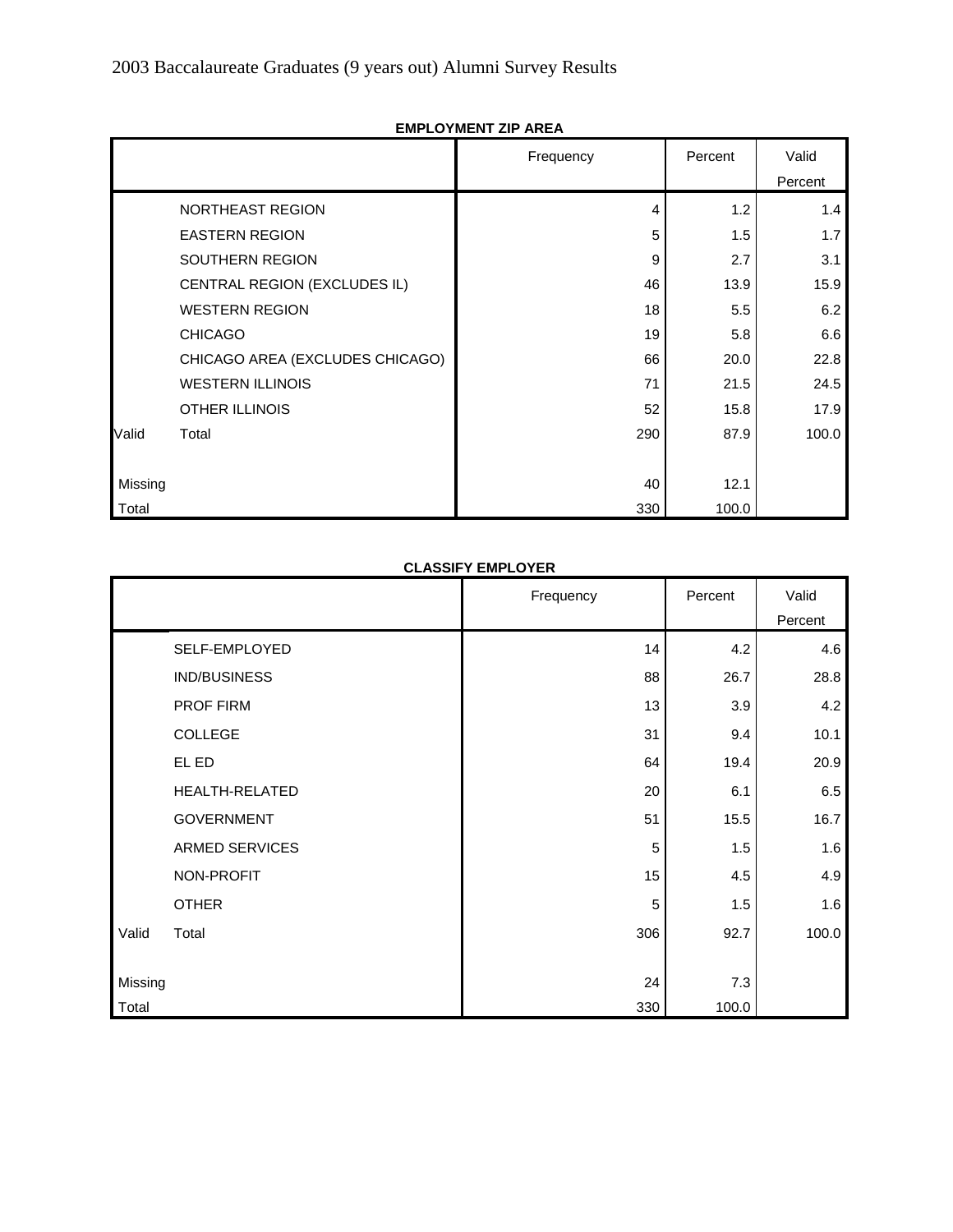**EMPLOYMENT ZIP AREA**

| | | Frequency | Percent | Valid Percent |
|---|---|---|---|---|
| | NORTHEAST REGION | 4 | 1.2 | 1.4 |
| | EASTERN REGION | 5 | 1.5 | 1.7 |
| | SOUTHERN REGION | 9 | 2.7 | 3.1 |
| | CENTRAL REGION (EXCLUDES IL) | 46 | 13.9 | 15.9 |
| | WESTERN REGION | 18 | 5.5 | 6.2 |
| | CHICAGO | 19 | 5.8 | 6.6 |
| | CHICAGO AREA (EXCLUDES CHICAGO) | 66 | 20.0 | 22.8 |
| | WESTERN ILLINOIS | 71 | 21.5 | 24.5 |
| | OTHER ILLINOIS | 52 | 15.8 | 17.9 |
| Valid | Total | 290 | 87.9 | 100.0 |
| Missing | | 40 | 12.1 | |
| Total | | 330 | 100.0 | |

**CLASSIFY EMPLOYER**

| | | Frequency | Percent | Valid Percent |
|---|---|---|---|---|
| | SELF-EMPLOYED | 14 | 4.2 | 4.6 |
| | IND/BUSINESS | 88 | 26.7 | 28.8 |
| | PROF FIRM | 13 | 3.9 | 4.2 |
| | COLLEGE | 31 | 9.4 | 10.1 |
| | EL ED | 64 | 19.4 | 20.9 |
| | HEALTH-RELATED | 20 | 6.1 | 6.5 |
| | GOVERNMENT | 51 | 15.5 | 16.7 |
| | ARMED SERVICES | 5 | 1.5 | 1.6 |
| | NON-PROFIT | 15 | 4.5 | 4.9 |
| | OTHER | 5 | 1.5 | 1.6 |
| Valid | Total | 306 | 92.7 | 100.0 |
| Missing | | 24 | 7.3 | |
| Total | | 330 | 100.0 | |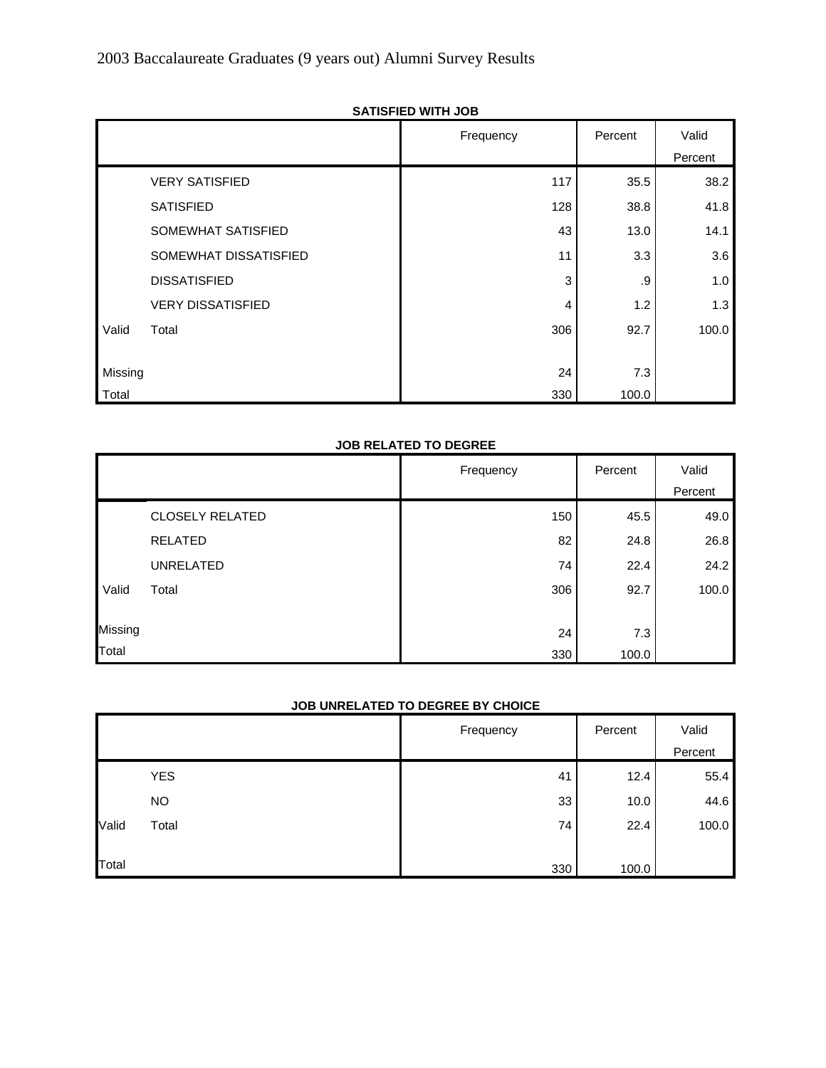2003 Baccalaureate Graduates (9 years out) Alumni Survey Results

**SATISFIED WITH JOB**

| | | Frequency | Percent | Valid Percent |
|---|---|---|---|---|
| | VERY SATISFIED | 117 | 35.5 | 38.2 |
| | SATISFIED | 128 | 38.8 | 41.8 |
| | SOMEWHAT SATISFIED | 43 | 13.0 | 14.1 |
| | SOMEWHAT DISSATISFIED | 11 | 3.3 | 3.6 |
| | DISSATISFIED | 3 | .9 | 1.0 |
| | VERY DISSATISFIED | 4 | 1.2 | 1.3 |
| Valid | Total | 306 | 92.7 | 100.0 |
| Missing | | 24 | 7.3 | |
| Total | | 330 | 100.0 | |

**JOB RELATED TO DEGREE**

| | | Frequency | Percent | Valid Percent |
|---|---|---|---|---|
| | CLOSELY RELATED | 150 | 45.5 | 49.0 |
| | RELATED | 82 | 24.8 | 26.8 |
| | UNRELATED | 74 | 22.4 | 24.2 |
| Valid | Total | 306 | 92.7 | 100.0 |
| Missing | | 24 | 7.3 | |
| Total | | 330 | 100.0 | |

**JOB UNRELATED TO DEGREE BY CHOICE**

| | | Frequency | Percent | Valid Percent |
|---|---|---|---|---|
| | YES | 41 | 12.4 | 55.4 |
| | NO | 33 | 10.0 | 44.6 |
| Valid | Total | 74 | 22.4 | 100.0 |
| Total | | 330 | 100.0 | |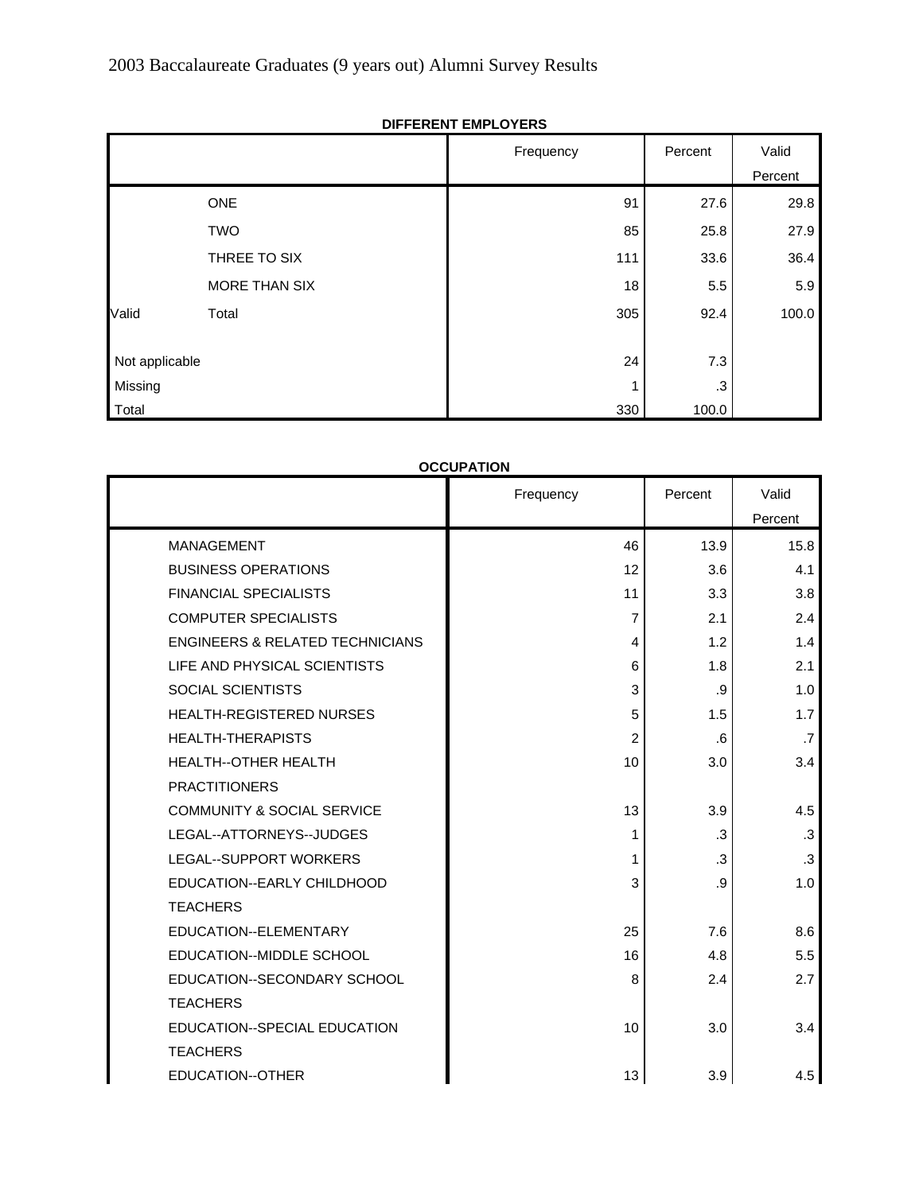**DIFFERENT EMPLOYERS**

| | | Frequency | Percent | Valid Percent |
|---|---|---|---|---|
| | ONE | 91 | 27.6 | 29.8 |
| | TWO | 85 | 25.8 | 27.9 |
| | THREE TO SIX | 111 | 33.6 | 36.4 |
| | MORE THAN SIX | 18 | 5.5 | 5.9 |
| Valid | Total | 305 | 92.4 | 100.0 |
| Not applicable | | 24 | 7.3 | |
| Missing | | 1 | .3 | |
| Total | | 330 | 100.0 | |

**OCCUPATION**

| | Frequency | Percent | Valid Percent |
|---|---|---|---|
| MANAGEMENT | 46 | 13.9 | 15.8 |
| BUSINESS OPERATIONS | 12 | 3.6 | 4.1 |
| FINANCIAL SPECIALISTS | 11 | 3.3 | 3.8 |
| COMPUTER SPECIALISTS | 7 | 2.1 | 2.4 |
| ENGINEERS & RELATED TECHNICIANS | 4 | 1.2 | 1.4 |
| LIFE AND PHYSICAL SCIENTISTS | 6 | 1.8 | 2.1 |
| SOCIAL SCIENTISTS | 3 | .9 | 1.0 |
| HEALTH-REGISTERED NURSES | 5 | 1.5 | 1.7 |
| HEALTH-THERAPISTS | 2 | .6 | .7 |
| HEALTH--OTHER HEALTH PRACTITIONERS | 10 | 3.0 | 3.4 |
| COMMUNITY & SOCIAL SERVICE | 13 | 3.9 | 4.5 |
| LEGAL--ATTORNEYS--JUDGES | 1 | .3 | .3 |
| LEGAL--SUPPORT WORKERS | 1 | .3 | .3 |
| EDUCATION--EARLY CHILDHOOD TEACHERS | 3 | .9 | 1.0 |
| EDUCATION--ELEMENTARY | 25 | 7.6 | 8.6 |
| EDUCATION--MIDDLE SCHOOL | 16 | 4.8 | 5.5 |
| EDUCATION--SECONDARY SCHOOL TEACHERS | 8 | 2.4 | 2.7 |
| EDUCATION--SPECIAL EDUCATION TEACHERS | 10 | 3.0 | 3.4 |
| EDUCATION--OTHER | 13 | 3.9 | 4.5 |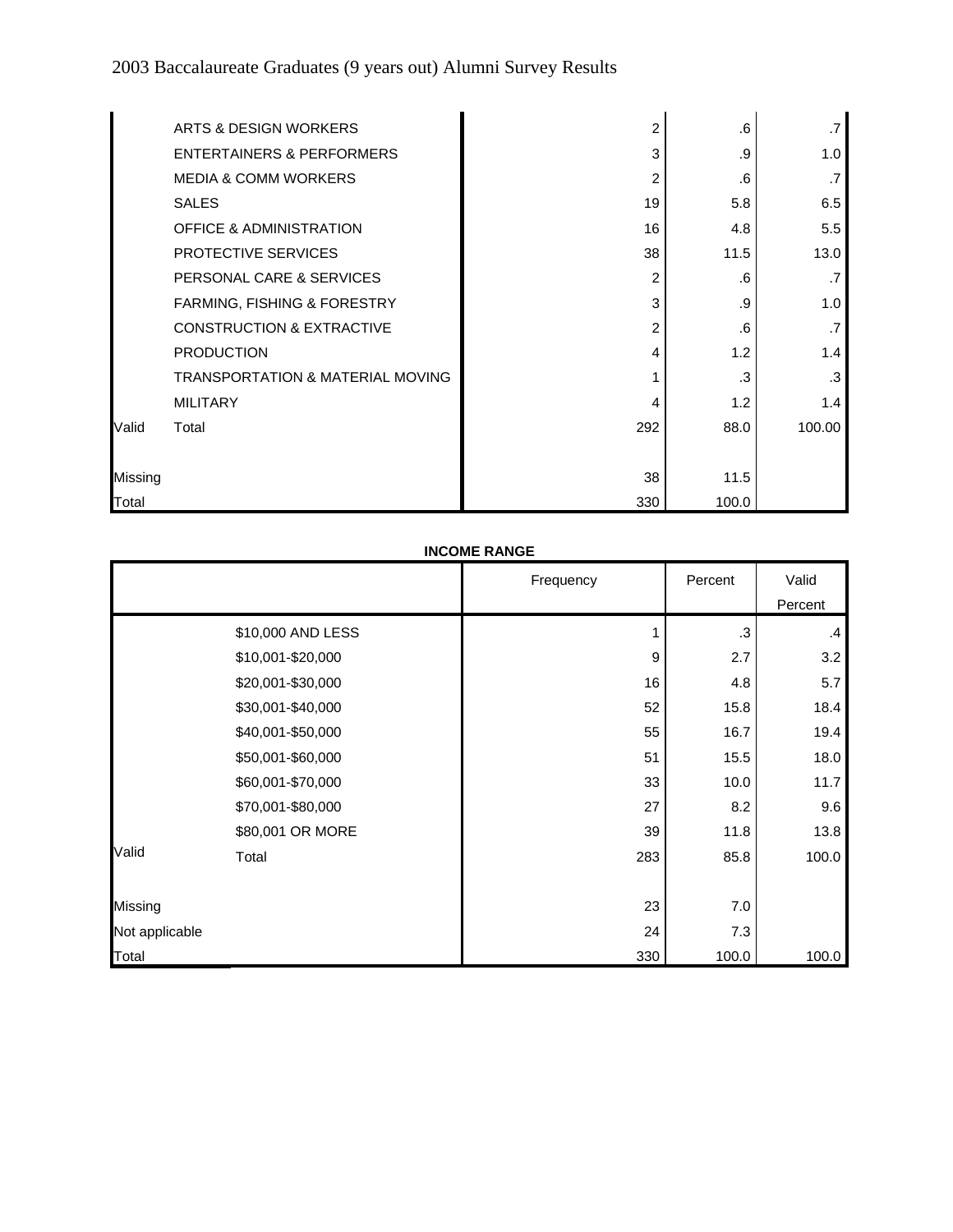|  |  |  |  |  |
|---|---|---|---|---|
|  | ARTS & DESIGN WORKERS | 2 | .6 | .7 |
|  | ENTERTAINERS & PERFORMERS | 3 | .9 | 1.0 |
|  | MEDIA & COMM WORKERS | 2 | .6 | .7 |
|  | SALES | 19 | 5.8 | 6.5 |
|  | OFFICE & ADMINISTRATION | 16 | 4.8 | 5.5 |
|  | PROTECTIVE SERVICES | 38 | 11.5 | 13.0 |
|  | PERSONAL CARE & SERVICES | 2 | .6 | .7 |
|  | FARMING, FISHING & FORESTRY | 3 | .9 | 1.0 |
|  | CONSTRUCTION & EXTRACTIVE | 2 | .6 | .7 |
|  | PRODUCTION | 4 | 1.2 | 1.4 |
|  | TRANSPORTATION & MATERIAL MOVING | 1 | .3 | .3 |
|  | MILITARY | 4 | 1.2 | 1.4 |
| Valid | Total | 292 | 88.0 | 100.00 |
| Missing |  | 38 | 11.5 |  |
| Total |  | 330 | 100.0 |  |

**INCOME RANGE**

|  |  | Frequency | Percent | Valid Percent |
|---|---|---|---|---|
|  | $10,000 AND LESS | 1 | .3 | .4 |
|  | $10,001-$20,000 | 9 | 2.7 | 3.2 |
|  | $20,001-$30,000 | 16 | 4.8 | 5.7 |
|  | $30,001-$40,000 | 52 | 15.8 | 18.4 |
|  | $40,001-$50,000 | 55 | 16.7 | 19.4 |
|  | $50,001-$60,000 | 51 | 15.5 | 18.0 |
|  | $60,001-$70,000 | 33 | 10.0 | 11.7 |
|  | $70,001-$80,000 | 27 | 8.2 | 9.6 |
|  | $80,001 OR MORE | 39 | 11.8 | 13.8 |
| Valid | Total | 283 | 85.8 | 100.0 |
| Missing |  | 23 | 7.0 |  |
| Not applicable |  | 24 | 7.3 |  |
| Total |  | 330 | 100.0 | 100.0 |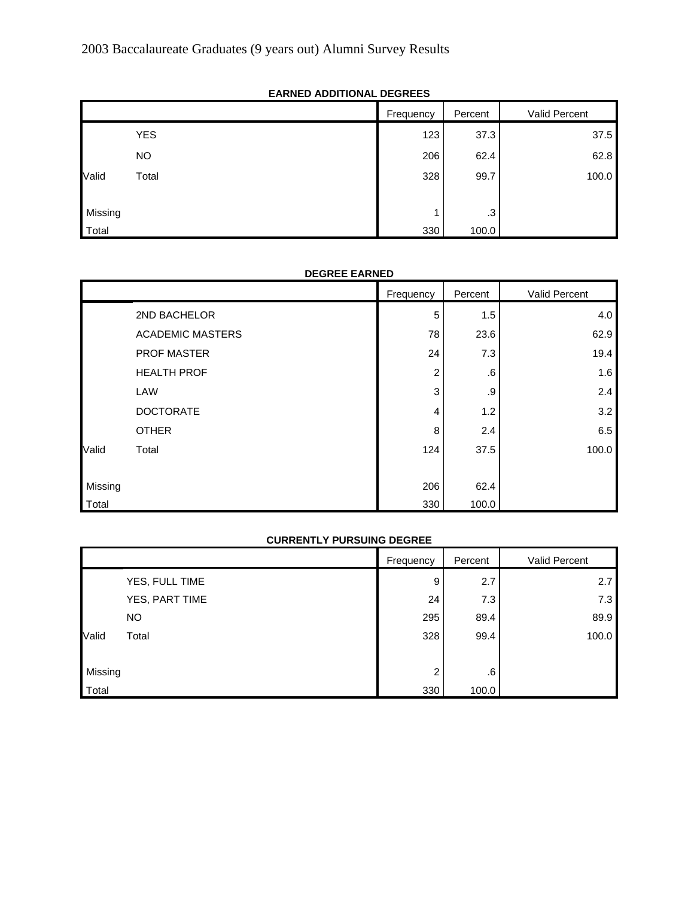2003 Baccalaureate Graduates (9 years out) Alumni Survey Results

**EARNED ADDITIONAL DEGREES**

| | | Frequency | Percent | Valid Percent |
|---|---|---|---|---|
| | YES | 123 | 37.3 | 37.5 |
| | NO | 206 | 62.4 | 62.8 |
| Valid | Total | 328 | 99.7 | 100.0 |
| Missing | | 1 | .3 | |
| Total | | 330 | 100.0 | |

**DEGREE EARNED**

| | | Frequency | Percent | Valid Percent |
|---|---|---|---|---|
| | 2ND BACHELOR | 5 | 1.5 | 4.0 |
| | ACADEMIC MASTERS | 78 | 23.6 | 62.9 |
| | PROF MASTER | 24 | 7.3 | 19.4 |
| | HEALTH PROF | 2 | .6 | 1.6 |
| | LAW | 3 | .9 | 2.4 |
| | DOCTORATE | 4 | 1.2 | 3.2 |
| | OTHER | 8 | 2.4 | 6.5 |
| Valid | Total | 124 | 37.5 | 100.0 |
| Missing | | 206 | 62.4 | |
| Total | | 330 | 100.0 | |

**CURRENTLY PURSUING DEGREE**

| | | Frequency | Percent | Valid Percent |
|---|---|---|---|---|
| | YES, FULL TIME | 9 | 2.7 | 2.7 |
| | YES, PART TIME | 24 | 7.3 | 7.3 |
| | NO | 295 | 89.4 | 89.9 |
| Valid | Total | 328 | 99.4 | 100.0 |
| Missing | | 2 | .6 | |
| Total | | 330 | 100.0 | |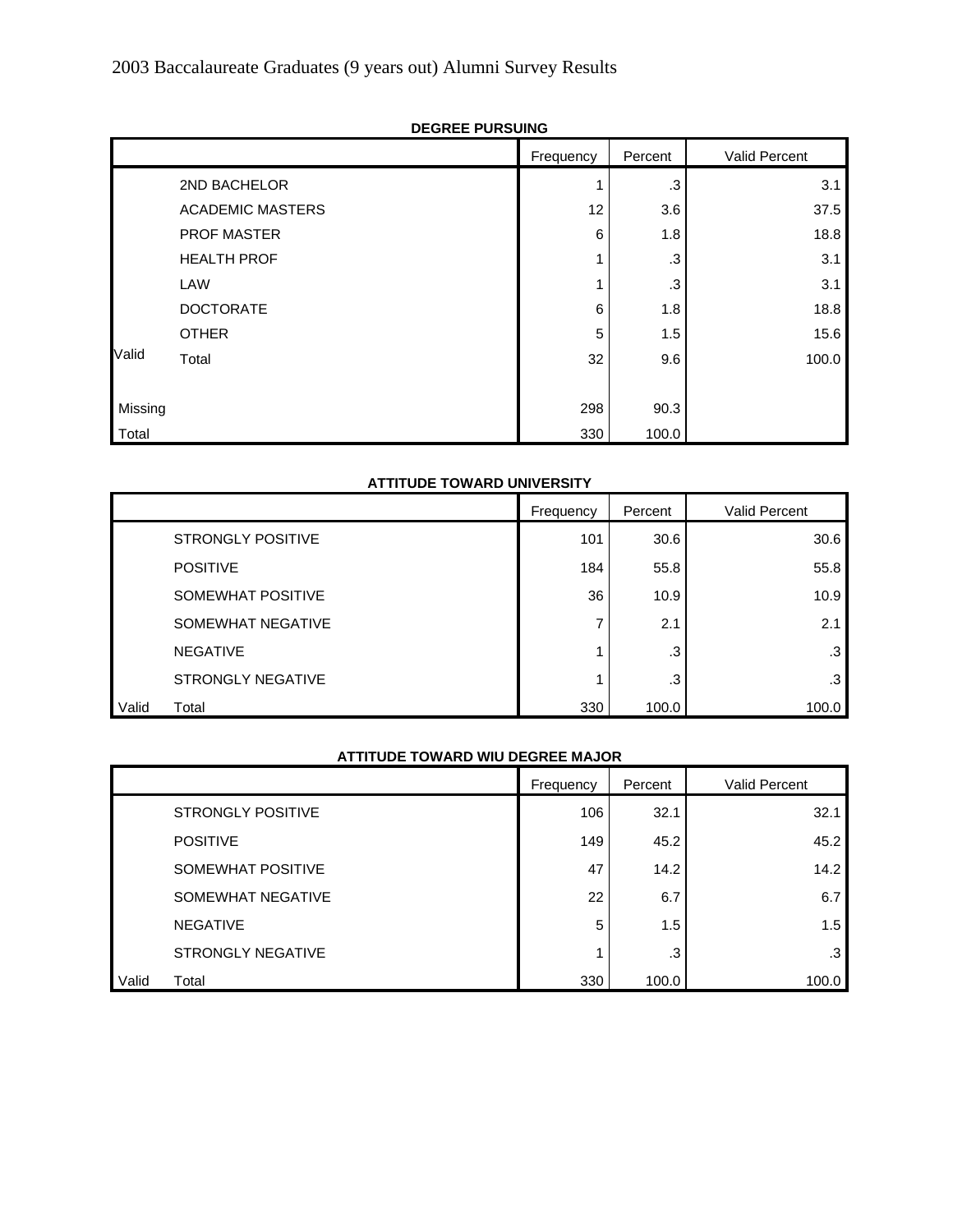2003 Baccalaureate Graduates (9 years out) Alumni Survey Results

**DEGREE PURSUING**

| | | Frequency | Percent | Valid Percent |
|---|---|---|---|---|
| Valid | 2ND BACHELOR | 1 | .3 | 3.1 |
| | ACADEMIC MASTERS | 12 | 3.6 | 37.5 |
| | PROF MASTER | 6 | 1.8 | 18.8 |
| | HEALTH PROF | 1 | .3 | 3.1 |
| | LAW | 1 | .3 | 3.1 |
| | DOCTORATE | 6 | 1.8 | 18.8 |
| | OTHER | 5 | 1.5 | 15.6 |
| | Total | 32 | 9.6 | 100.0 |
| Missing | | 298 | 90.3 | |
| Total | | 330 | 100.0 | |

**ATTITUDE TOWARD UNIVERSITY**

| | | Frequency | Percent | Valid Percent |
|---|---|---|---|---|
| Valid | STRONGLY POSITIVE | 101 | 30.6 | 30.6 |
| | POSITIVE | 184 | 55.8 | 55.8 |
| | SOMEWHAT POSITIVE | 36 | 10.9 | 10.9 |
| | SOMEWHAT NEGATIVE | 7 | 2.1 | 2.1 |
| | NEGATIVE | 1 | .3 | .3 |
| | STRONGLY NEGATIVE | 1 | .3 | .3 |
| | Total | 330 | 100.0 | 100.0 |

**ATTITUDE TOWARD WIU DEGREE MAJOR**

| | | Frequency | Percent | Valid Percent |
|---|---|---|---|---|
| Valid | STRONGLY POSITIVE | 106 | 32.1 | 32.1 |
| | POSITIVE | 149 | 45.2 | 45.2 |
| | SOMEWHAT POSITIVE | 47 | 14.2 | 14.2 |
| | SOMEWHAT NEGATIVE | 22 | 6.7 | 6.7 |
| | NEGATIVE | 5 | 1.5 | 1.5 |
| | STRONGLY NEGATIVE | 1 | .3 | .3 |
| | Total | 330 | 100.0 | 100.0 |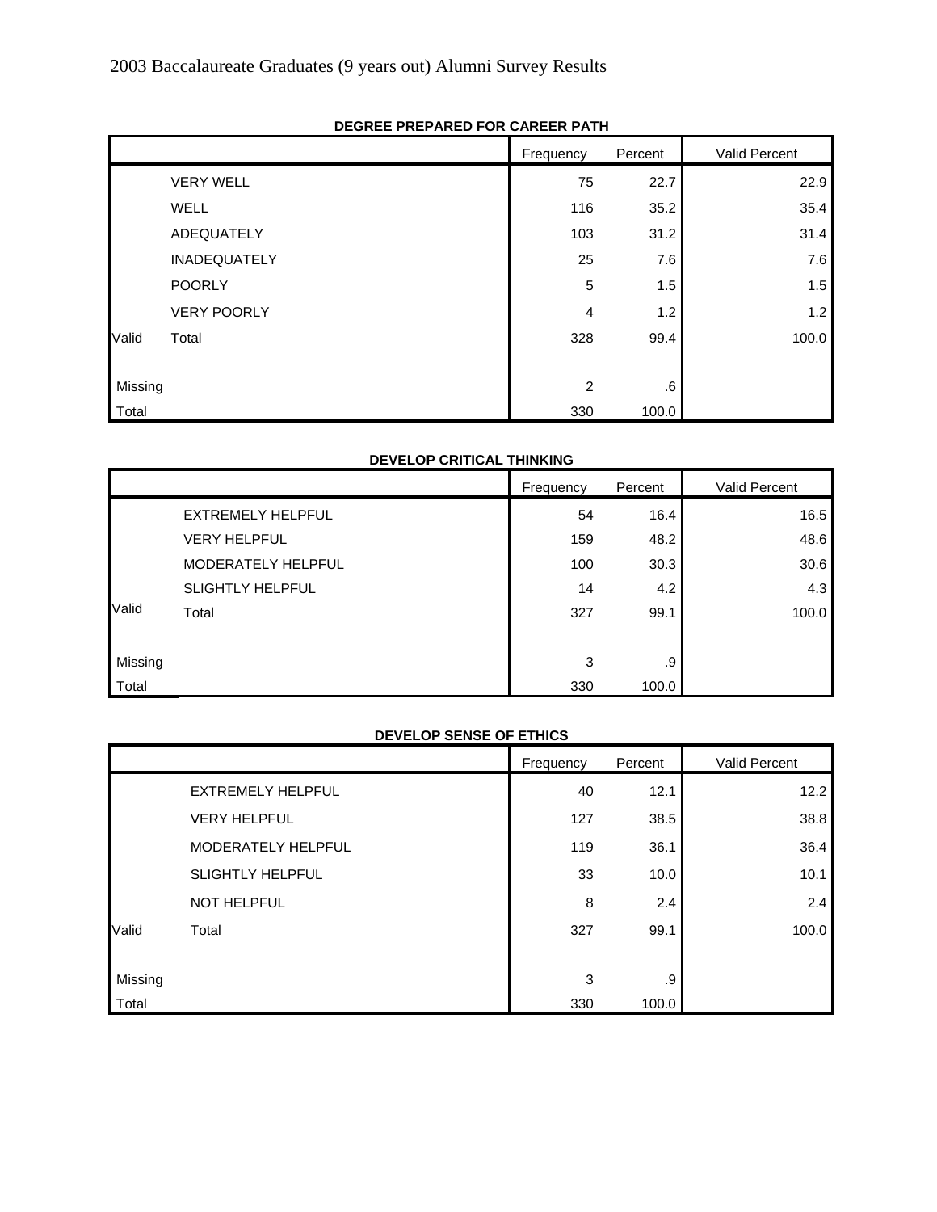2003 Baccalaureate Graduates (9 years out) Alumni Survey Results

**DEGREE PREPARED FOR CAREER PATH**

| | | Frequency | Percent | Valid Percent |
|---|---|---|---|---|
| Valid | VERY WELL | 75 | 22.7 | 22.9 |
| | WELL | 116 | 35.2 | 35.4 |
| | ADEQUATELY | 103 | 31.2 | 31.4 |
| | INADEQUATELY | 25 | 7.6 | 7.6 |
| | POORLY | 5 | 1.5 | 1.5 |
| | VERY POORLY | 4 | 1.2 | 1.2 |
| | Total | 328 | 99.4 | 100.0 |
| Missing | | 2 | .6 | |
| Total | | 330 | 100.0 | |

**DEVELOP CRITICAL THINKING**

| | | Frequency | Percent | Valid Percent |
|---|---|---|---|---|
| Valid | EXTREMELY HELPFUL | 54 | 16.4 | 16.5 |
| | VERY HELPFUL | 159 | 48.2 | 48.6 |
| | MODERATELY HELPFUL | 100 | 30.3 | 30.6 |
| | SLIGHTLY HELPFUL | 14 | 4.2 | 4.3 |
| | Total | 327 | 99.1 | 100.0 |
| Missing | | 3 | .9 | |
| Total | | 330 | 100.0 | |

**DEVELOP SENSE OF ETHICS**

| | | Frequency | Percent | Valid Percent |
|---|---|---|---|---|
| Valid | EXTREMELY HELPFUL | 40 | 12.1 | 12.2 |
| | VERY HELPFUL | 127 | 38.5 | 38.8 |
| | MODERATELY HELPFUL | 119 | 36.1 | 36.4 |
| | SLIGHTLY HELPFUL | 33 | 10.0 | 10.1 |
| | NOT HELPFUL | 8 | 2.4 | 2.4 |
| | Total | 327 | 99.1 | 100.0 |
| Missing | | 3 | .9 | |
| Total | | 330 | 100.0 | |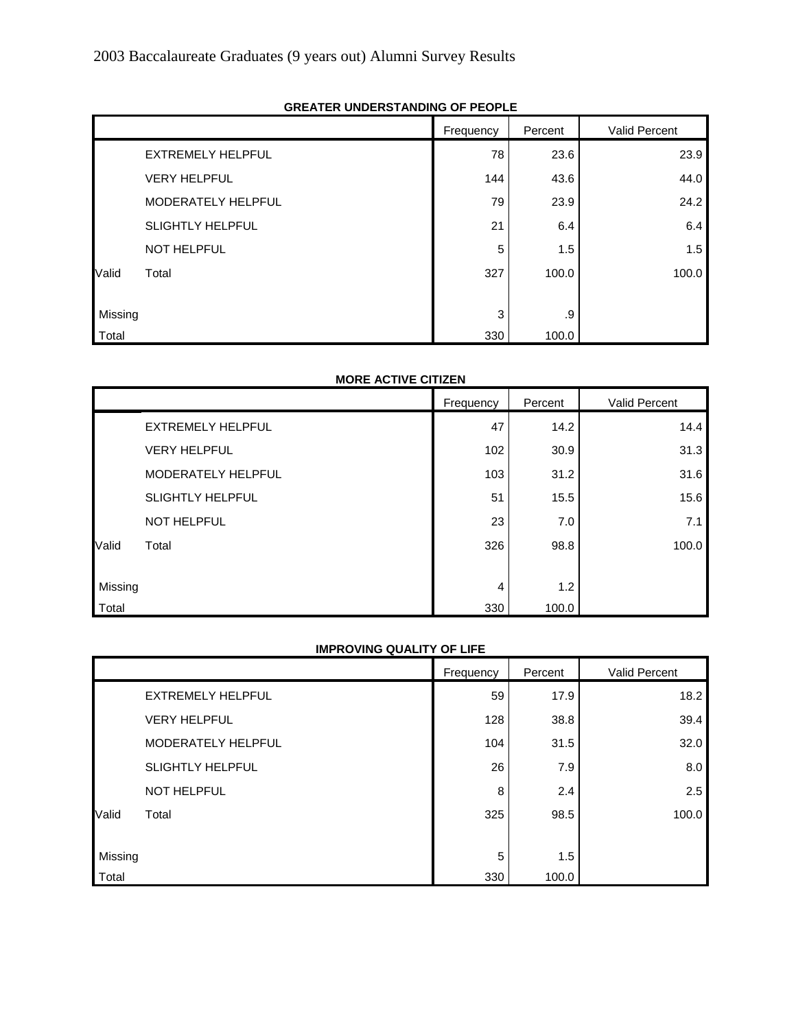# 2003 Baccalaureate Graduates (9 years out) Alumni Survey Results

**GREATER UNDERSTANDING OF PEOPLE**

| | | Frequency | Percent | Valid Percent |
|---|---|---|---|---|
| | EXTREMELY HELPFUL | 78 | 23.6 | 23.9 |
| | VERY HELPFUL | 144 | 43.6 | 44.0 |
| | MODERATELY HELPFUL | 79 | 23.9 | 24.2 |
| | SLIGHTLY HELPFUL | 21 | 6.4 | 6.4 |
| | NOT HELPFUL | 5 | 1.5 | 1.5 |
| Valid | Total | 327 | 100.0 | 100.0 |
| Missing | | 3 | .9 | |
| Total | | 330 | 100.0 | |

**MORE ACTIVE CITIZEN**

| | | Frequency | Percent | Valid Percent |
|---|---|---|---|---|
| | EXTREMELY HELPFUL | 47 | 14.2 | 14.4 |
| | VERY HELPFUL | 102 | 30.9 | 31.3 |
| | MODERATELY HELPFUL | 103 | 31.2 | 31.6 |
| | SLIGHTLY HELPFUL | 51 | 15.5 | 15.6 |
| | NOT HELPFUL | 23 | 7.0 | 7.1 |
| Valid | Total | 326 | 98.8 | 100.0 |
| Missing | | 4 | 1.2 | |
| Total | | 330 | 100.0 | |

**IMPROVING QUALITY OF LIFE**

| | | Frequency | Percent | Valid Percent |
|---|---|---|---|---|
| | EXTREMELY HELPFUL | 59 | 17.9 | 18.2 |
| | VERY HELPFUL | 128 | 38.8 | 39.4 |
| | MODERATELY HELPFUL | 104 | 31.5 | 32.0 |
| | SLIGHTLY HELPFUL | 26 | 7.9 | 8.0 |
| | NOT HELPFUL | 8 | 2.4 | 2.5 |
| Valid | Total | 325 | 98.5 | 100.0 |
| Missing | | 5 | 1.5 | |
| Total | | 330 | 100.0 | |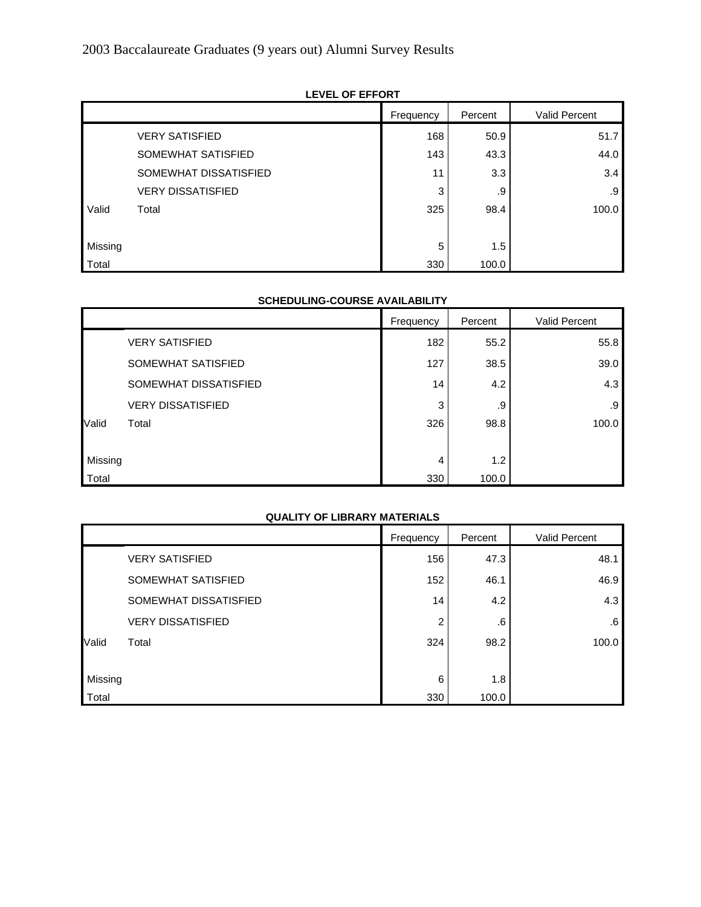2003 Baccalaureate Graduates (9 years out) Alumni Survey Results

**LEVEL OF EFFORT**

| | | Frequency | Percent | Valid Percent |
|---|---|---|---|---|
| | VERY SATISFIED | 168 | 50.9 | 51.7 |
| | SOMEWHAT SATISFIED | 143 | 43.3 | 44.0 |
| | SOMEWHAT DISSATISFIED | 11 | 3.3 | 3.4 |
| | VERY DISSATISFIED | 3 | .9 | .9 |
| Valid | Total | 325 | 98.4 | 100.0 |
| Missing | | 5 | 1.5 | |
| Total | | 330 | 100.0 | |

**SCHEDULING-COURSE AVAILABILITY**

| | | Frequency | Percent | Valid Percent |
|---|---|---|---|---|
| | VERY SATISFIED | 182 | 55.2 | 55.8 |
| | SOMEWHAT SATISFIED | 127 | 38.5 | 39.0 |
| | SOMEWHAT DISSATISFIED | 14 | 4.2 | 4.3 |
| | VERY DISSATISFIED | 3 | .9 | .9 |
| Valid | Total | 326 | 98.8 | 100.0 |
| Missing | | 4 | 1.2 | |
| Total | | 330 | 100.0 | |

**QUALITY OF LIBRARY MATERIALS**

| | | Frequency | Percent | Valid Percent |
|---|---|---|---|---|
| | VERY SATISFIED | 156 | 47.3 | 48.1 |
| | SOMEWHAT SATISFIED | 152 | 46.1 | 46.9 |
| | SOMEWHAT DISSATISFIED | 14 | 4.2 | 4.3 |
| | VERY DISSATISFIED | 2 | .6 | .6 |
| Valid | Total | 324 | 98.2 | 100.0 |
| Missing | | 6 | 1.8 | |
| Total | | 330 | 100.0 | |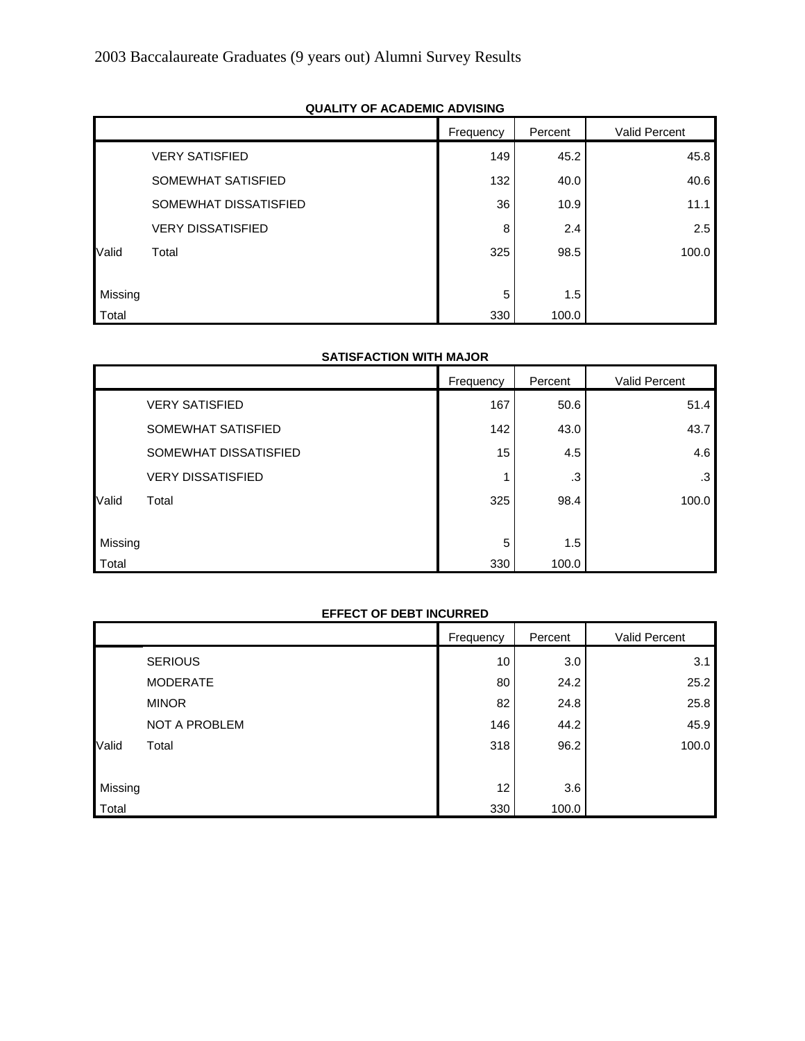2003 Baccalaureate Graduates (9 years out) Alumni Survey Results

**QUALITY OF ACADEMIC ADVISING**

| | | Frequency | Percent | Valid Percent |
|---|---|---|---|---|
| | VERY SATISFIED | 149 | 45.2 | 45.8 |
| | SOMEWHAT SATISFIED | 132 | 40.0 | 40.6 |
| | SOMEWHAT DISSATISFIED | 36 | 10.9 | 11.1 |
| | VERY DISSATISFIED | 8 | 2.4 | 2.5 |
| Valid | Total | 325 | 98.5 | 100.0 |
| Missing | | 5 | 1.5 | |
| Total | | 330 | 100.0 | |

**SATISFACTION WITH MAJOR**

| | | Frequency | Percent | Valid Percent |
|---|---|---|---|---|
| | VERY SATISFIED | 167 | 50.6 | 51.4 |
| | SOMEWHAT SATISFIED | 142 | 43.0 | 43.7 |
| | SOMEWHAT DISSATISFIED | 15 | 4.5 | 4.6 |
| | VERY DISSATISFIED | 1 | .3 | .3 |
| Valid | Total | 325 | 98.4 | 100.0 |
| Missing | | 5 | 1.5 | |
| Total | | 330 | 100.0 | |

**EFFECT OF DEBT INCURRED**

| | | Frequency | Percent | Valid Percent |
|---|---|---|---|---|
| | SERIOUS | 10 | 3.0 | 3.1 |
| | MODERATE | 80 | 24.2 | 25.2 |
| | MINOR | 82 | 24.8 | 25.8 |
| | NOT A PROBLEM | 146 | 44.2 | 45.9 |
| Valid | Total | 318 | 96.2 | 100.0 |
| Missing | | 12 | 3.6 | |
| Total | | 330 | 100.0 | |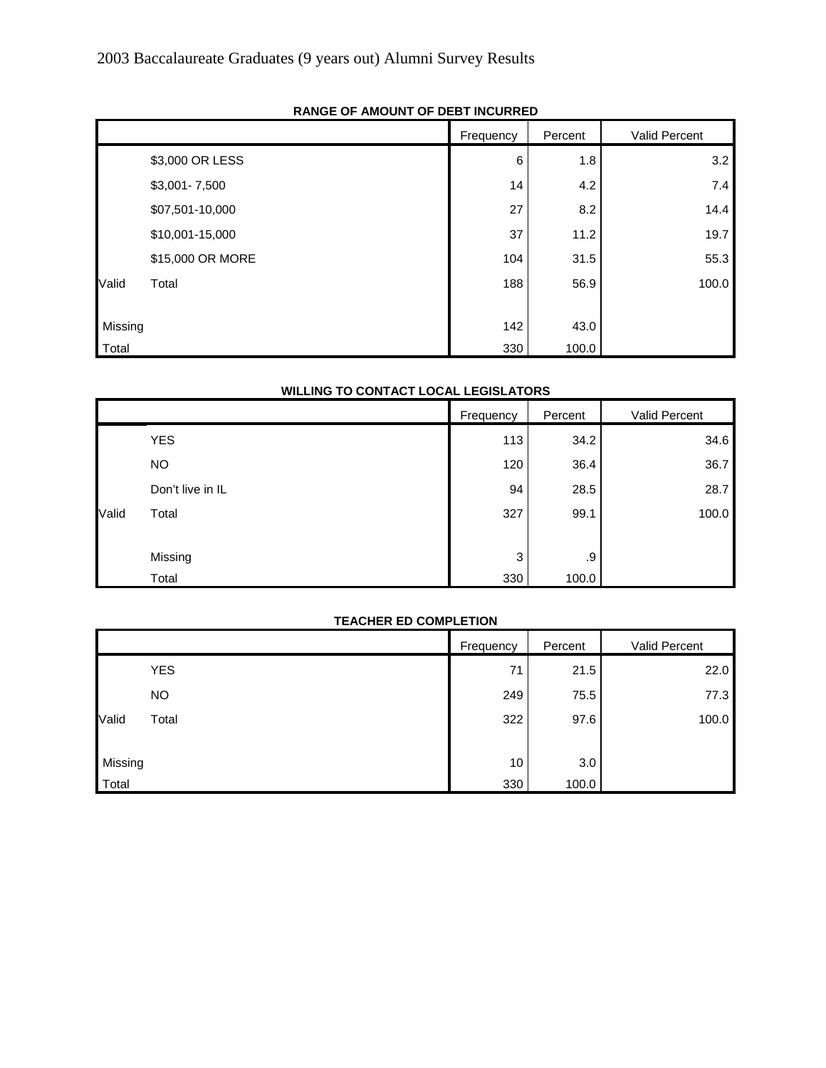2003 Baccalaureate Graduates (9 years out) Alumni Survey Results

**RANGE OF AMOUNT OF DEBT INCURRED**

| | | Frequency | Percent | Valid Percent |
|---|---|---|---|---|
| | $3,000 OR LESS | 6 | 1.8 | 3.2 |
| | $3,001- 7,500 | 14 | 4.2 | 7.4 |
| | $07,501-10,000 | 27 | 8.2 | 14.4 |
| | $10,001-15,000 | 37 | 11.2 | 19.7 |
| | $15,000 OR MORE | 104 | 31.5 | 55.3 |
| Valid | Total | 188 | 56.9 | 100.0 |
| Missing | | 142 | 43.0 | |
| Total | | 330 | 100.0 | |

**WILLING TO CONTACT LOCAL LEGISLATORS**

| | | Frequency | Percent | Valid Percent |
|---|---|---|---|---|
| | YES | 113 | 34.2 | 34.6 |
| | NO | 120 | 36.4 | 36.7 |
| | Don't live in IL | 94 | 28.5 | 28.7 |
| Valid | Total | 327 | 99.1 | 100.0 |
| | Missing | 3 | .9 | |
| | Total | 330 | 100.0 | |

**TEACHER ED COMPLETION**

| | | Frequency | Percent | Valid Percent |
|---|---|---|---|---|
| | YES | 71 | 21.5 | 22.0 |
| | NO | 249 | 75.5 | 77.3 |
| Valid | Total | 322 | 97.6 | 100.0 |
| Missing | | 10 | 3.0 | |
| Total | | 330 | 100.0 | |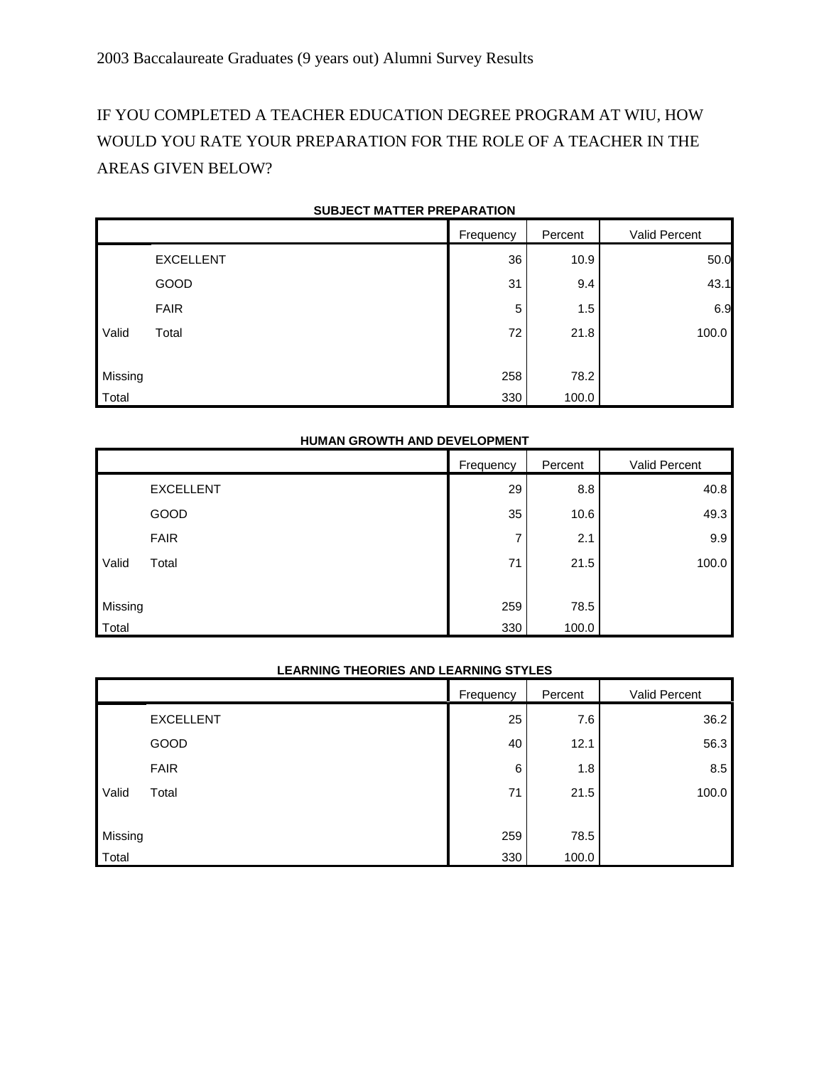2003 Baccalaureate Graduates (9 years out) Alumni Survey Results

IF YOU COMPLETED A TEACHER EDUCATION DEGREE PROGRAM AT WIU, HOW WOULD YOU RATE YOUR PREPARATION FOR THE ROLE OF A TEACHER IN THE AREAS GIVEN BELOW?

**SUBJECT MATTER PREPARATION**

| | | Frequency | Percent | Valid Percent |
|---|---|---|---|---|
| | EXCELLENT | 36 | 10.9 | 50.0 |
| | GOOD | 31 | 9.4 | 43.1 |
| | FAIR | 5 | 1.5 | 6.9 |
| Valid | Total | 72 | 21.8 | 100.0 |
| Missing | | 258 | 78.2 | |
| Total | | 330 | 100.0 | |

**HUMAN GROWTH AND DEVELOPMENT**

| | | Frequency | Percent | Valid Percent |
|---|---|---|---|---|
| | EXCELLENT | 29 | 8.8 | 40.8 |
| | GOOD | 35 | 10.6 | 49.3 |
| | FAIR | 7 | 2.1 | 9.9 |
| Valid | Total | 71 | 21.5 | 100.0 |
| Missing | | 259 | 78.5 | |
| Total | | 330 | 100.0 | |

**LEARNING THEORIES AND LEARNING STYLES**

| | | Frequency | Percent | Valid Percent |
|---|---|---|---|---|
| | EXCELLENT | 25 | 7.6 | 36.2 |
| | GOOD | 40 | 12.1 | 56.3 |
| | FAIR | 6 | 1.8 | 8.5 |
| Valid | Total | 71 | 21.5 | 100.0 |
| Missing | | 259 | 78.5 | |
| Total | | 330 | 100.0 | |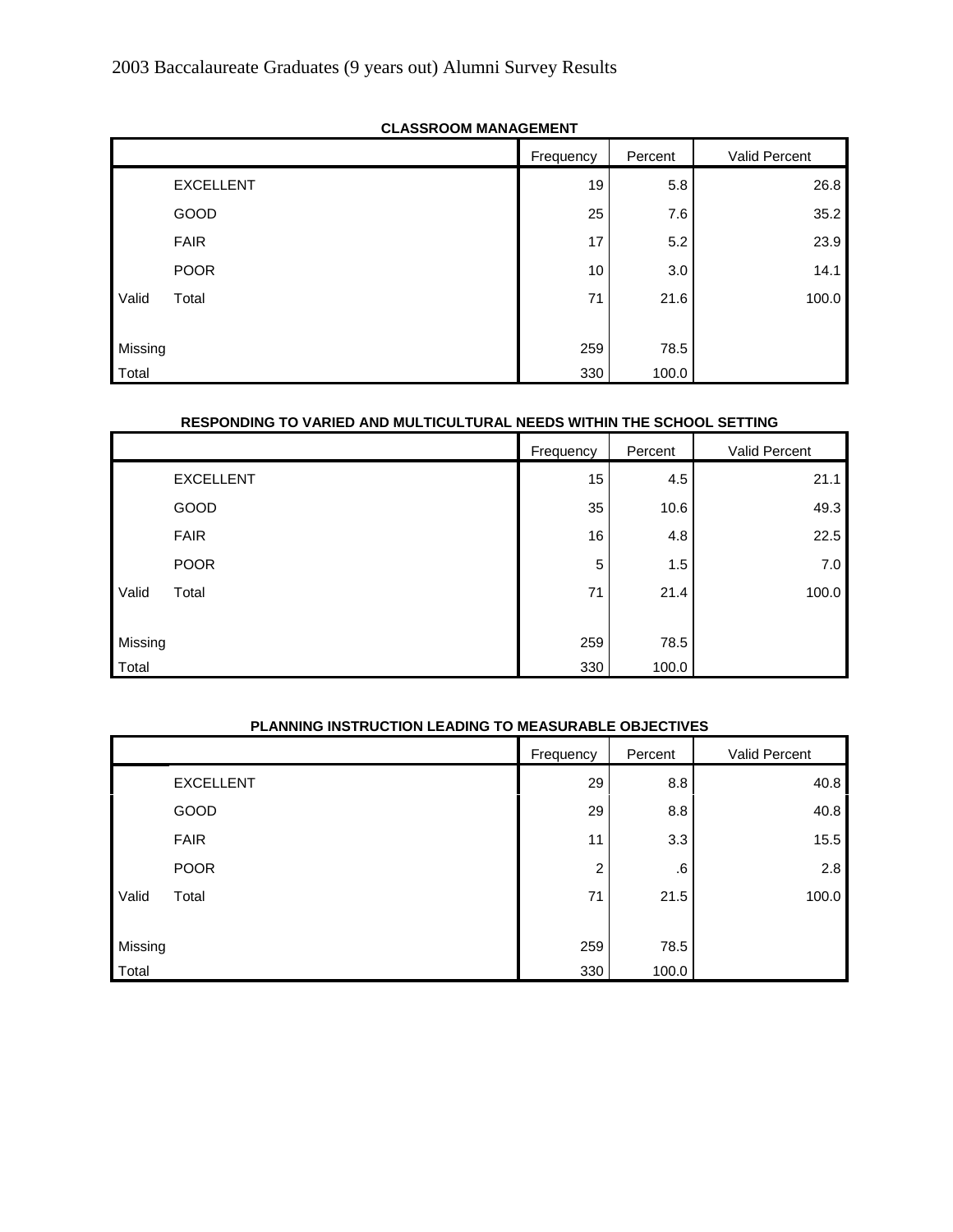2003 Baccalaureate Graduates (9 years out) Alumni Survey Results

**CLASSROOM MANAGEMENT**

| | | Frequency | Percent | Valid Percent |
|---|---|---|---|---|
| | EXCELLENT | 19 | 5.8 | 26.8 |
| | GOOD | 25 | 7.6 | 35.2 |
| | FAIR | 17 | 5.2 | 23.9 |
| | POOR | 10 | 3.0 | 14.1 |
| Valid | Total | 71 | 21.6 | 100.0 |
| Missing | | 259 | 78.5 | |
| Total | | 330 | 100.0 | |

**RESPONDING TO VARIED AND MULTICULTURAL NEEDS WITHIN THE SCHOOL SETTING**

| | | Frequency | Percent | Valid Percent |
|---|---|---|---|---|
| | EXCELLENT | 15 | 4.5 | 21.1 |
| | GOOD | 35 | 10.6 | 49.3 |
| | FAIR | 16 | 4.8 | 22.5 |
| | POOR | 5 | 1.5 | 7.0 |
| Valid | Total | 71 | 21.4 | 100.0 |
| Missing | | 259 | 78.5 | |
| Total | | 330 | 100.0 | |

**PLANNING INSTRUCTION LEADING TO MEASURABLE OBJECTIVES**

| | | Frequency | Percent | Valid Percent |
|---|---|---|---|---|
| | EXCELLENT | 29 | 8.8 | 40.8 |
| | GOOD | 29 | 8.8 | 40.8 |
| | FAIR | 11 | 3.3 | 15.5 |
| | POOR | 2 | .6 | 2.8 |
| Valid | Total | 71 | 21.5 | 100.0 |
| Missing | | 259 | 78.5 | |
| Total | | 330 | 100.0 | |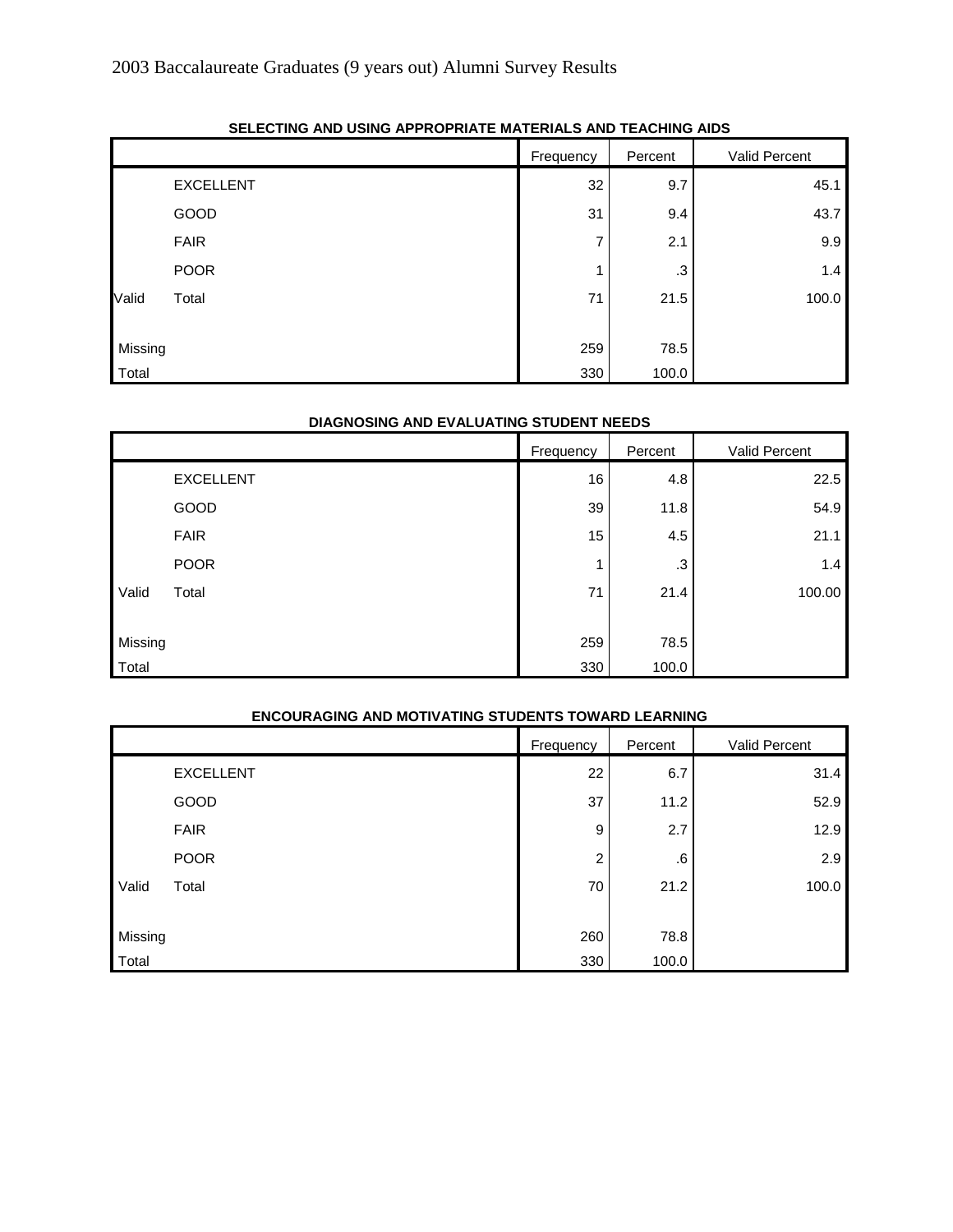2003 Baccalaureate Graduates (9 years out) Alumni Survey Results

**SELECTING AND USING APPROPRIATE MATERIALS AND TEACHING AIDS**

| | | Frequency | Percent | Valid Percent |
|---|---|---|---|---|
| | EXCELLENT | 32 | 9.7 | 45.1 |
| | GOOD | 31 | 9.4 | 43.7 |
| | FAIR | 7 | 2.1 | 9.9 |
| | POOR | 1 | .3 | 1.4 |
| Valid | Total | 71 | 21.5 | 100.0 |
| Missing | | 259 | 78.5 | |
| Total | | 330 | 100.0 | |

**DIAGNOSING AND EVALUATING STUDENT NEEDS**

| | | Frequency | Percent | Valid Percent |
|---|---|---|---|---|
| | EXCELLENT | 16 | 4.8 | 22.5 |
| | GOOD | 39 | 11.8 | 54.9 |
| | FAIR | 15 | 4.5 | 21.1 |
| | POOR | 1 | .3 | 1.4 |
| Valid | Total | 71 | 21.4 | 100.00 |
| Missing | | 259 | 78.5 | |
| Total | | 330 | 100.0 | |

**ENCOURAGING AND MOTIVATING STUDENTS TOWARD LEARNING**

| | | Frequency | Percent | Valid Percent |
|---|---|---|---|---|
| | EXCELLENT | 22 | 6.7 | 31.4 |
| | GOOD | 37 | 11.2 | 52.9 |
| | FAIR | 9 | 2.7 | 12.9 |
| | POOR | 2 | .6 | 2.9 |
| Valid | Total | 70 | 21.2 | 100.0 |
| Missing | | 260 | 78.8 | |
| Total | | 330 | 100.0 | |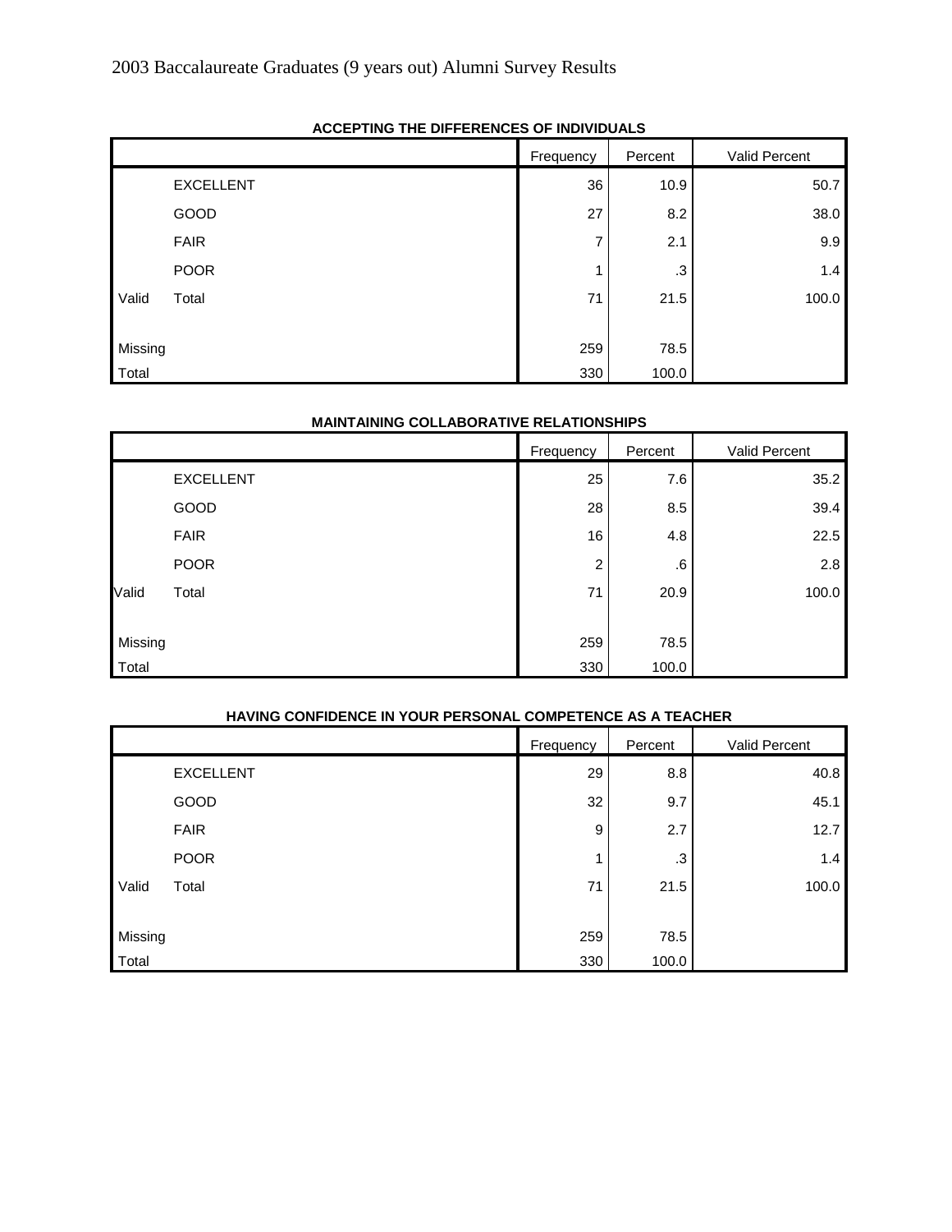2003 Baccalaureate Graduates (9 years out) Alumni Survey Results

**ACCEPTING THE DIFFERENCES OF INDIVIDUALS**

| | | Frequency | Percent | Valid Percent |
|---|---|---|---|---|
| | EXCELLENT | 36 | 10.9 | 50.7 |
| | GOOD | 27 | 8.2 | 38.0 |
| | FAIR | 7 | 2.1 | 9.9 |
| | POOR | 1 | .3 | 1.4 |
| Valid | Total | 71 | 21.5 | 100.0 |
| Missing | | 259 | 78.5 | |
| Total | | 330 | 100.0 | |

**MAINTAINING COLLABORATIVE RELATIONSHIPS**

| | | Frequency | Percent | Valid Percent |
|---|---|---|---|---|
| | EXCELLENT | 25 | 7.6 | 35.2 |
| | GOOD | 28 | 8.5 | 39.4 |
| | FAIR | 16 | 4.8 | 22.5 |
| | POOR | 2 | .6 | 2.8 |
| Valid | Total | 71 | 20.9 | 100.0 |
| Missing | | 259 | 78.5 | |
| Total | | 330 | 100.0 | |

**HAVING CONFIDENCE IN YOUR PERSONAL COMPETENCE AS A TEACHER**

| | | Frequency | Percent | Valid Percent |
|---|---|---|---|---|
| | EXCELLENT | 29 | 8.8 | 40.8 |
| | GOOD | 32 | 9.7 | 45.1 |
| | FAIR | 9 | 2.7 | 12.7 |
| | POOR | 1 | .3 | 1.4 |
| Valid | Total | 71 | 21.5 | 100.0 |
| Missing | | 259 | 78.5 | |
| Total | | 330 | 100.0 | |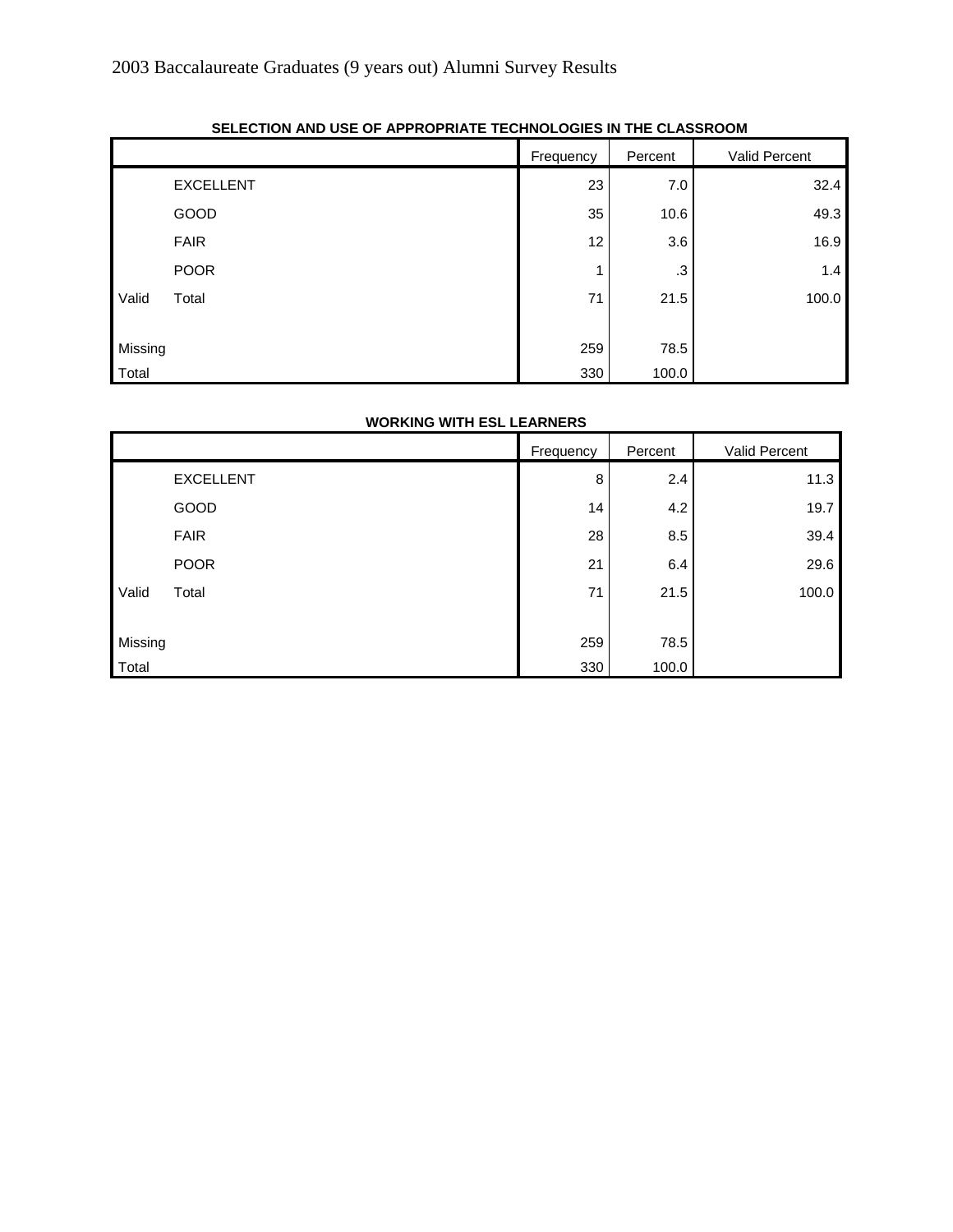2003 Baccalaureate Graduates (9 years out) Alumni Survey Results

**SELECTION AND USE OF APPROPRIATE TECHNOLOGIES IN THE CLASSROOM**

| | | Frequency | Percent | Valid Percent |
|---|---|---|---|---|
| | EXCELLENT | 23 | 7.0 | 32.4 |
| | GOOD | 35 | 10.6 | 49.3 |
| | FAIR | 12 | 3.6 | 16.9 |
| | POOR | 1 | .3 | 1.4 |
| Valid | Total | 71 | 21.5 | 100.0 |
| Missing | | 259 | 78.5 | |
| Total | | 330 | 100.0 | |

**WORKING WITH ESL LEARNERS**

| | | Frequency | Percent | Valid Percent |
|---|---|---|---|---|
| | EXCELLENT | 8 | 2.4 | 11.3 |
| | GOOD | 14 | 4.2 | 19.7 |
| | FAIR | 28 | 8.5 | 39.4 |
| | POOR | 21 | 6.4 | 29.6 |
| Valid | Total | 71 | 21.5 | 100.0 |
| Missing | | 259 | 78.5 | |
| Total | | 330 | 100.0 | |